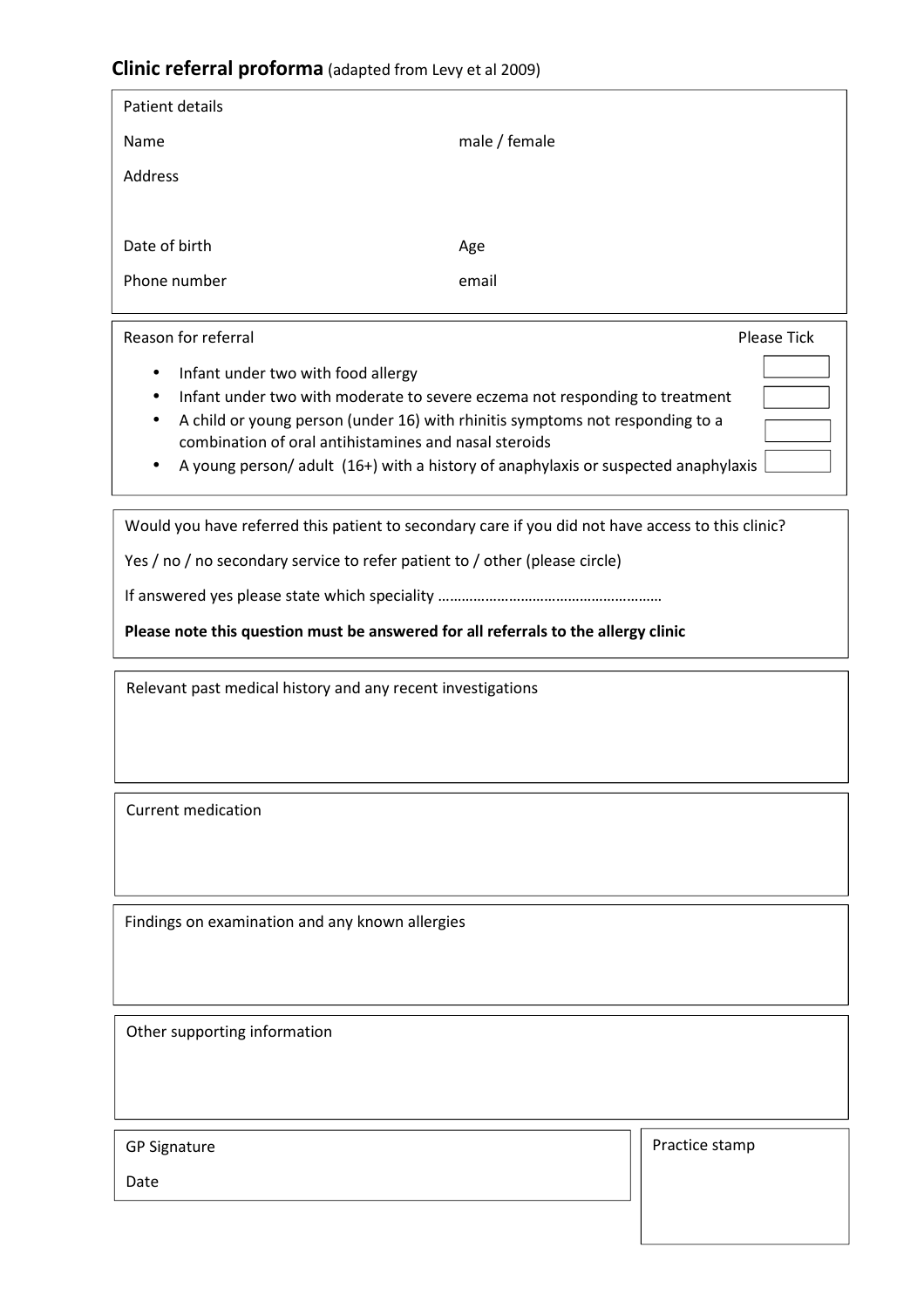## **Clinic referral proforma** (adapted from Levy et al 2009)

**Patient details**

| | |
|---|---|
| Name | male / female |
| Address | |
| Date of birth | Age |
| Phone number | email |

**Reason for referral** — Please Tick

- Infant under two with food allergy ☐
- Infant under two with moderate to severe eczema not responding to treatment ☐
- A child or young person (under 16) with rhinitis symptoms not responding to a combination of oral antihistamines and nasal steroids ☐
- A young person/ adult (16+) with a history of anaphylaxis or suspected anaphylaxis ☐

Would you have referred this patient to secondary care if you did not have access to this clinic?

Yes / no / no secondary service to refer patient to / other (please circle)

If answered yes please state which speciality ………………………………………………

**Please note this question must be answered for all referrals to the allergy clinic**

Relevant past medical history and any recent investigations

Current medication

Findings on examination and any known allergies

Other supporting information

GP Signature

Date

Practice stamp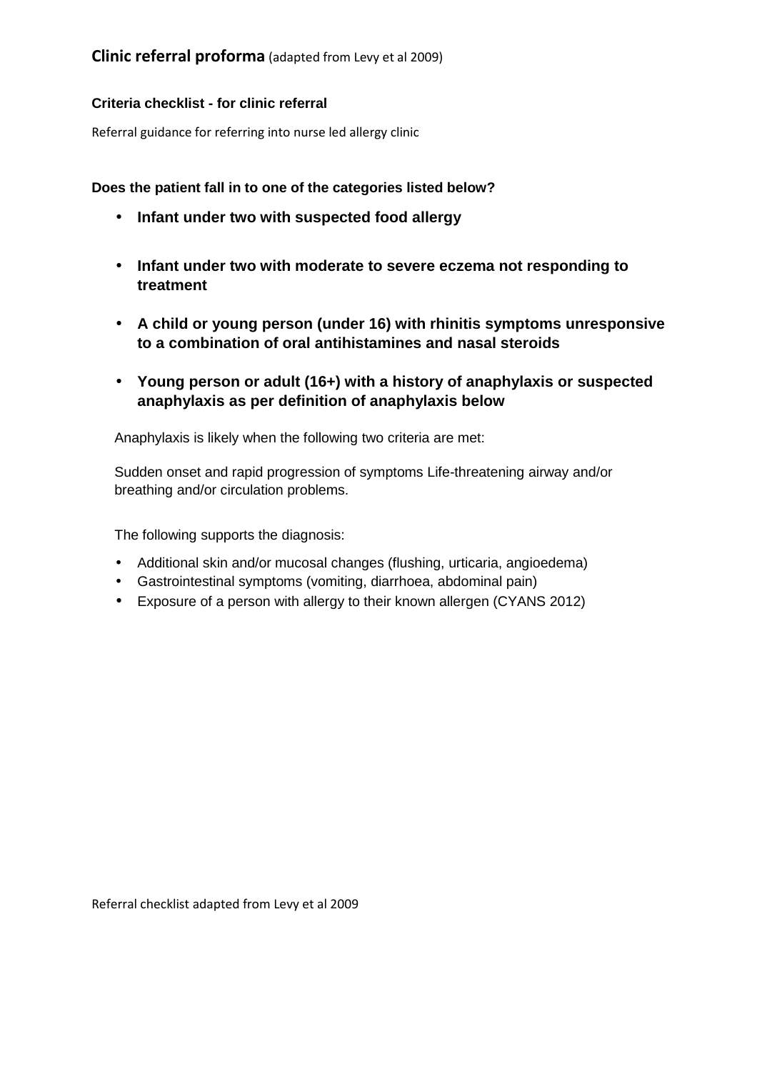## **Clinic referral proforma** (adapted from Levy et al 2009)

### Criteria checklist - for clinic referral

Referral guidance for referring into nurse led allergy clinic

**Does the patient fall in to one of the categories listed below?**

- **Infant under two with suspected food allergy**
- **Infant under two with moderate to severe eczema not responding to treatment**
- **A child or young person (under 16) with rhinitis symptoms unresponsive to a combination of oral antihistamines and nasal steroids**
- **Young person or adult (16+) with a history of anaphylaxis or suspected anaphylaxis as per definition of anaphylaxis below**

Anaphylaxis is likely when the following two criteria are met:

Sudden onset and rapid progression of symptoms Life-threatening airway and/or breathing and/or circulation problems.

The following supports the diagnosis:

- Additional skin and/or mucosal changes (flushing, urticaria, angioedema)
- Gastrointestinal symptoms (vomiting, diarrhoea, abdominal pain)
- Exposure of a person with allergy to their known allergen (CYANS 2012)

Referral checklist adapted from Levy et al 2009